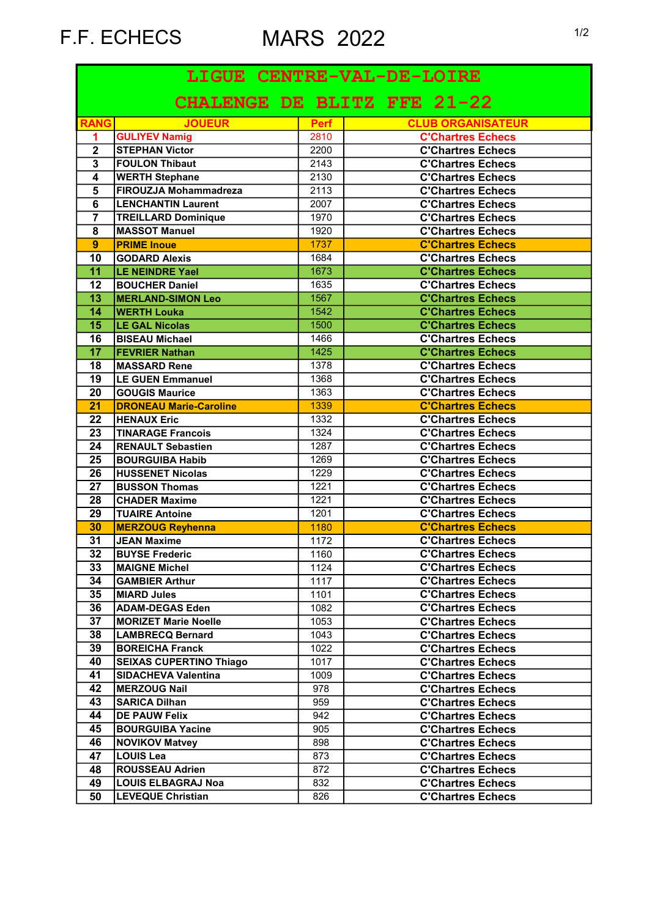F.F. ECHECS MARS 2022

| LIGUE CENTRE-VAL-DE-LOIRE | | | |
|---|---|---|---|
| CHALENGE DE BLITZ FFE 21-22 | | | |
| RANG | JOUEUR | Perf | CLUB ORGANISATEUR |
| 1 | GULIYEV Namig | 2810 | C'Chartres Echecs |
| 2 | STEPHAN Victor | 2200 | C'Chartres Echecs |
| 3 | FOULON Thibaut | 2143 | C'Chartres Echecs |
| 4 | WERTH Stephane | 2130 | C'Chartres Echecs |
| 5 | FIROUZJA Mohammadreza | 2113 | C'Chartres Echecs |
| 6 | LENCHANTIN Laurent | 2007 | C'Chartres Echecs |
| 7 | TREILLARD Dominique | 1970 | C'Chartres Echecs |
| 8 | MASSOT Manuel | 1920 | C'Chartres Echecs |
| 9 | PRIME Inoue | 1737 | C'Chartres Echecs |
| 10 | GODARD Alexis | 1684 | C'Chartres Echecs |
| 11 | LE NEINDRE Yael | 1673 | C'Chartres Echecs |
| 12 | BOUCHER Daniel | 1635 | C'Chartres Echecs |
| 13 | MERLAND-SIMON Leo | 1567 | C'Chartres Echecs |
| 14 | WERTH Louka | 1542 | C'Chartres Echecs |
| 15 | LE GAL Nicolas | 1500 | C'Chartres Echecs |
| 16 | BISEAU Michael | 1466 | C'Chartres Echecs |
| 17 | FEVRIER Nathan | 1425 | C'Chartres Echecs |
| 18 | MASSARD Rene | 1378 | C'Chartres Echecs |
| 19 | LE GUEN Emmanuel | 1368 | C'Chartres Echecs |
| 20 | GOUGIS Maurice | 1363 | C'Chartres Echecs |
| 21 | DRONEAU Marie-Caroline | 1339 | C'Chartres Echecs |
| 22 | HENAUX Eric | 1332 | C'Chartres Echecs |
| 23 | TINARAGE Francois | 1324 | C'Chartres Echecs |
| 24 | RENAULT Sebastien | 1287 | C'Chartres Echecs |
| 25 | BOURGUIBA Habib | 1269 | C'Chartres Echecs |
| 26 | HUSSENET Nicolas | 1229 | C'Chartres Echecs |
| 27 | BUSSON Thomas | 1221 | C'Chartres Echecs |
| 28 | CHADER Maxime | 1221 | C'Chartres Echecs |
| 29 | TUAIRE Antoine | 1201 | C'Chartres Echecs |
| 30 | MERZOUG Reyhenna | 1180 | C'Chartres Echecs |
| 31 | JEAN Maxime | 1172 | C'Chartres Echecs |
| 32 | BUYSE Frederic | 1160 | C'Chartres Echecs |
| 33 | MAIGNE Michel | 1124 | C'Chartres Echecs |
| 34 | GAMBIER Arthur | 1117 | C'Chartres Echecs |
| 35 | MIARD Jules | 1101 | C'Chartres Echecs |
| 36 | ADAM-DEGAS Eden | 1082 | C'Chartres Echecs |
| 37 | MORIZET Marie Noelle | 1053 | C'Chartres Echecs |
| 38 | LAMBRECQ Bernard | 1043 | C'Chartres Echecs |
| 39 | BOREICHA Franck | 1022 | C'Chartres Echecs |
| 40 | SEIXAS CUPERTINO Thiago | 1017 | C'Chartres Echecs |
| 41 | SIDACHEVA Valentina | 1009 | C'Chartres Echecs |
| 42 | MERZOUG Nail | 978 | C'Chartres Echecs |
| 43 | SARICA Dilhan | 959 | C'Chartres Echecs |
| 44 | DE PAUW Felix | 942 | C'Chartres Echecs |
| 45 | BOURGUIBA Yacine | 905 | C'Chartres Echecs |
| 46 | NOVIKOV Matvey | 898 | C'Chartres Echecs |
| 47 | LOUIS Lea | 873 | C'Chartres Echecs |
| 48 | ROUSSEAU Adrien | 872 | C'Chartres Echecs |
| 49 | LOUIS ELBAGRAJ Noa | 832 | C'Chartres Echecs |
| 50 | LEVEQUE Christian | 826 | C'Chartres Echecs |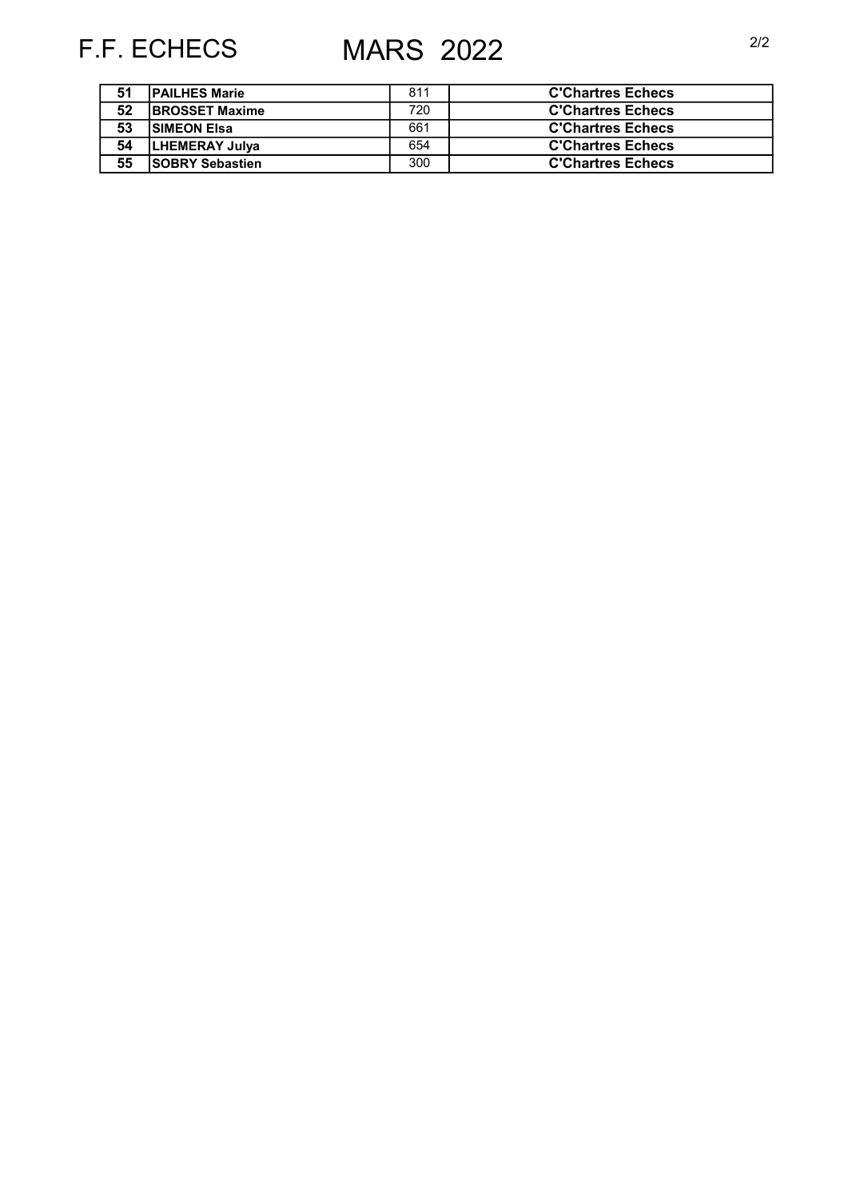# F.F. ECHECS MARS 2022

| | | | |
|---|---|---|---|
| **51** | **PAILHES Marie** | 811 | **C'Chartres Echecs** |
| **52** | **BROSSET Maxime** | 720 | **C'Chartres Echecs** |
| **53** | **SIMEON Elsa** | 661 | **C'Chartres Echecs** |
| **54** | **LHEMERAY Julya** | 654 | **C'Chartres Echecs** |
| **55** | **SOBRY Sebastien** | 300 | **C'Chartres Echecs** |